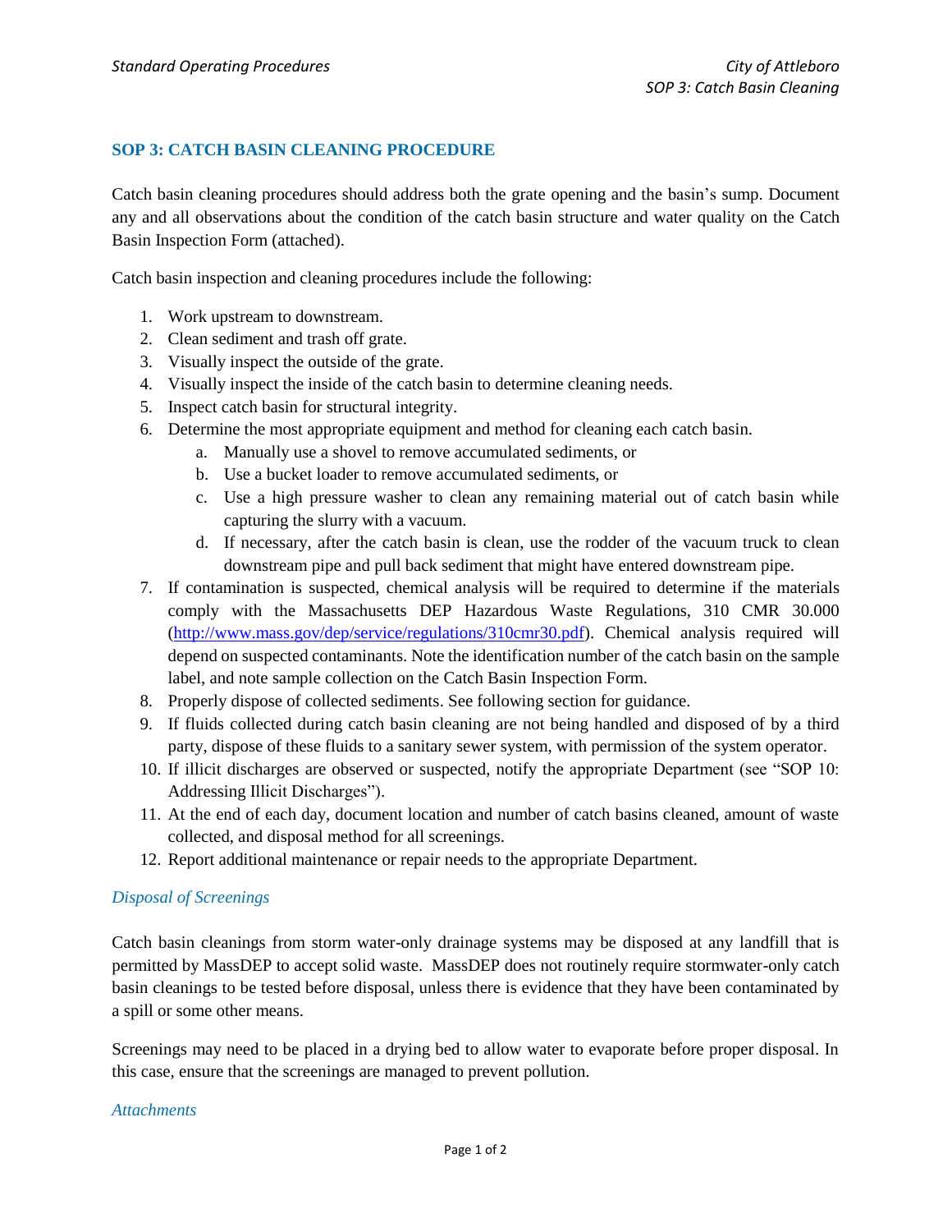## SOP 3: CATCH BASIN CLEANING PROCEDURE

Catch basin cleaning procedures should address both the grate opening and the basin's sump. Document any and all observations about the condition of the catch basin structure and water quality on the Catch Basin Inspection Form (attached).

Catch basin inspection and cleaning procedures include the following:

1. Work upstream to downstream.
2. Clean sediment and trash off grate.
3. Visually inspect the outside of the grate.
4. Visually inspect the inside of the catch basin to determine cleaning needs.
5. Inspect catch basin for structural integrity.
6. Determine the most appropriate equipment and method for cleaning each catch basin.
   a. Manually use a shovel to remove accumulated sediments, or
   b. Use a bucket loader to remove accumulated sediments, or
   c. Use a high pressure washer to clean any remaining material out of catch basin while capturing the slurry with a vacuum.
   d. If necessary, after the catch basin is clean, use the rodder of the vacuum truck to clean downstream pipe and pull back sediment that might have entered downstream pipe.
7. If contamination is suspected, chemical analysis will be required to determine if the materials comply with the Massachusetts DEP Hazardous Waste Regulations, 310 CMR 30.000 (http://www.mass.gov/dep/service/regulations/310cmr30.pdf). Chemical analysis required will depend on suspected contaminants. Note the identification number of the catch basin on the sample label, and note sample collection on the Catch Basin Inspection Form.
8. Properly dispose of collected sediments. See following section for guidance.
9. If fluids collected during catch basin cleaning are not being handled and disposed of by a third party, dispose of these fluids to a sanitary sewer system, with permission of the system operator.
10. If illicit discharges are observed or suspected, notify the appropriate Department (see "SOP 10: Addressing Illicit Discharges").
11. At the end of each day, document location and number of catch basins cleaned, amount of waste collected, and disposal method for all screenings.
12. Report additional maintenance or repair needs to the appropriate Department.

### *Disposal of Screenings*

Catch basin cleanings from storm water-only drainage systems may be disposed at any landfill that is permitted by MassDEP to accept solid waste. MassDEP does not routinely require stormwater-only catch basin cleanings to be tested before disposal, unless there is evidence that they have been contaminated by a spill or some other means.

Screenings may need to be placed in a drying bed to allow water to evaporate before proper disposal. In this case, ensure that the screenings are managed to prevent pollution.

### *Attachments*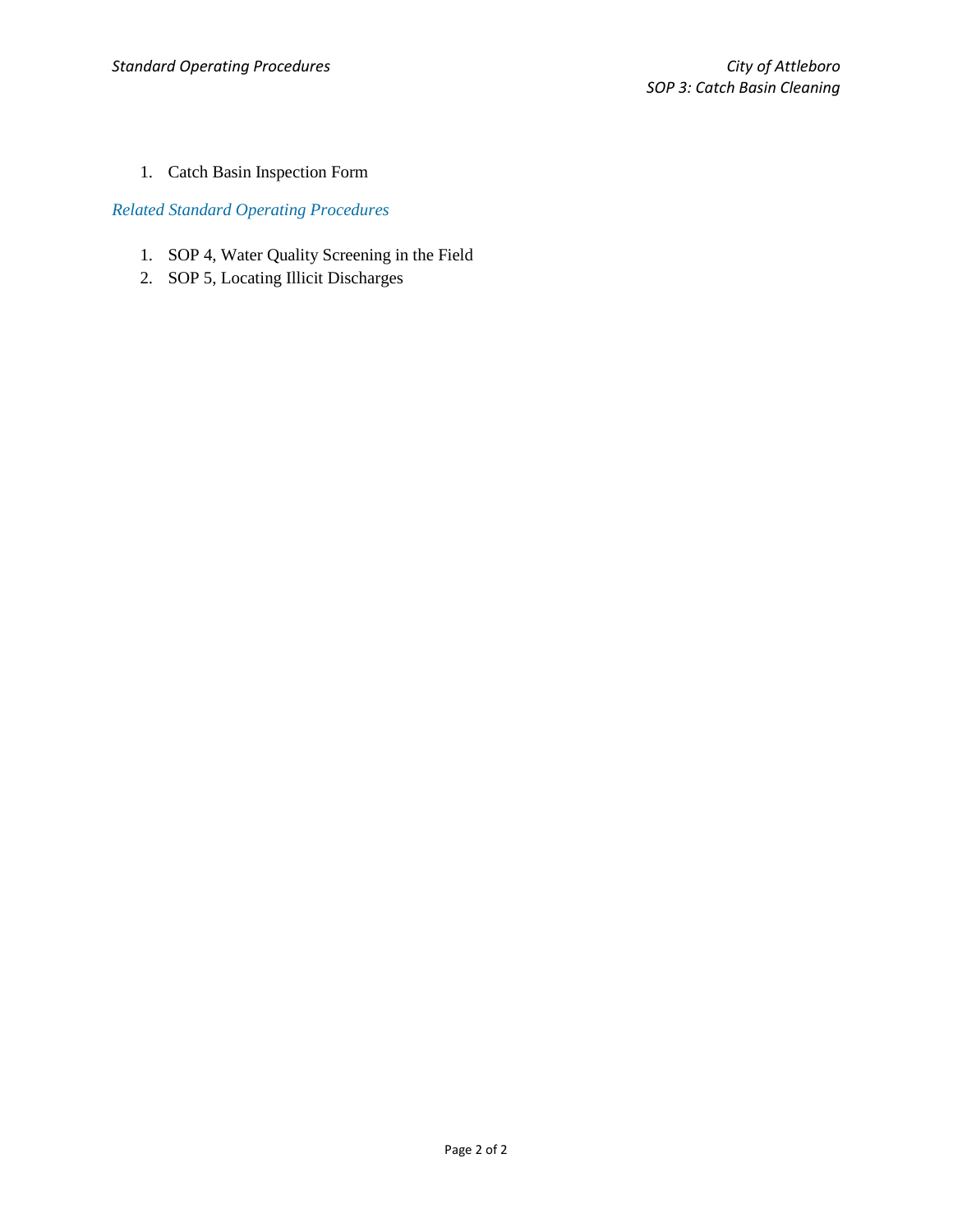1. Catch Basin Inspection Form

### *Related Standard Operating Procedures*

1. SOP 4, Water Quality Screening in the Field
2. SOP 5, Locating Illicit Discharges